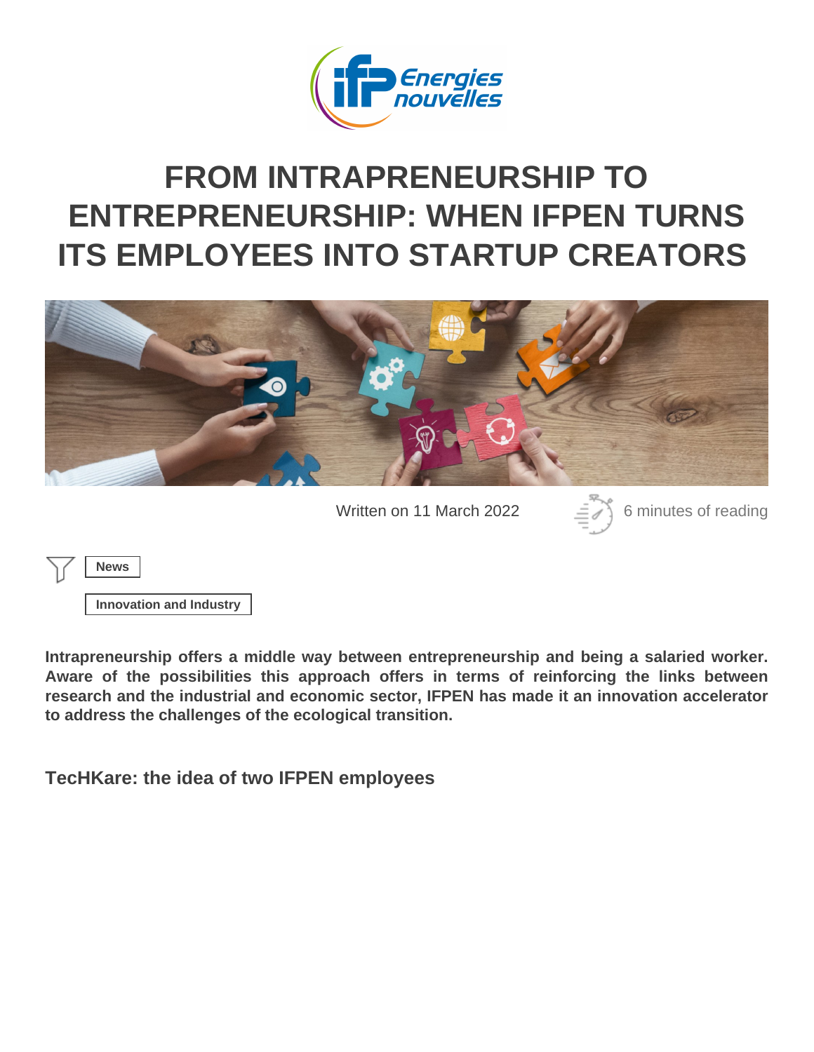# FROM INTRAPRENEURSHIP TO ENTREPRENEURSHIP: WHEN IFPEN TURNS ITS EMPLOYEES INTO STARTUP CREATORS

Written on 11 March 2022

6 minutes of reading

News

Innovation and Industry

**Intrapreneurship offers a middle way between entrepreneurship and being a salaried worker. Aware of the possibilities this approach offers in terms of reinforcing the links between research and the industrial and economic sector, IFPEN has made it an innovation accelerator to address the challenges of the ecological transition.**

## TecHKare: the idea of two IFPEN employees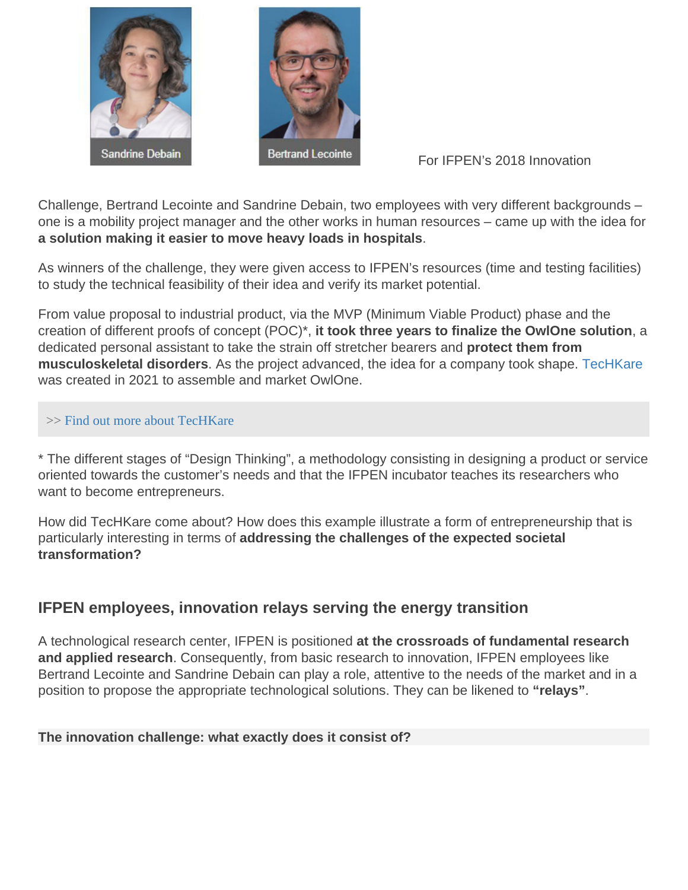Sandrine Debain

Bertrand Lecointe

For IFPEN's 2018 Innovation Challenge, Bertrand Lecointe and Sandrine Debain, two employees with very different backgrounds – one is a mobility project manager and the other works in human resources – came up with the idea for **a solution making it easier to move heavy loads in hospitals**.

As winners of the challenge, they were given access to IFPEN's resources (time and testing facilities) to study the technical feasibility of their idea and verify its market potential.

From value proposal to industrial product, via the MVP (Minimum Viable Product) phase and the creation of different proofs of concept (POC)*, **it took three years to finalize the OwlOne solution**, a dedicated personal assistant to take the strain off stretcher bearers and **protect them from musculoskeletal disorders**. As the project advanced, the idea for a company took shape. TecHKare was created in 2021 to assemble and market OwlOne.

>> Find out more about TecHKare

* The different stages of "Design Thinking", a methodology consisting in designing a product or service oriented towards the customer's needs and that the IFPEN incubator teaches its researchers who want to become entrepreneurs.

How did TecHKare come about? How does this example illustrate a form of entrepreneurship that is particularly interesting in terms of **addressing the challenges of the expected societal transformation?**

## IFPEN employees, innovation relays serving the energy transition

A technological research center, IFPEN is positioned **at the crossroads of fundamental research and applied research**. Consequently, from basic research to innovation, IFPEN employees like Bertrand Lecointe and Sandrine Debain can play a role, attentive to the needs of the market and in a position to propose the appropriate technological solutions. They can be likened to **"relays"**.

**The innovation challenge: what exactly does it consist of?**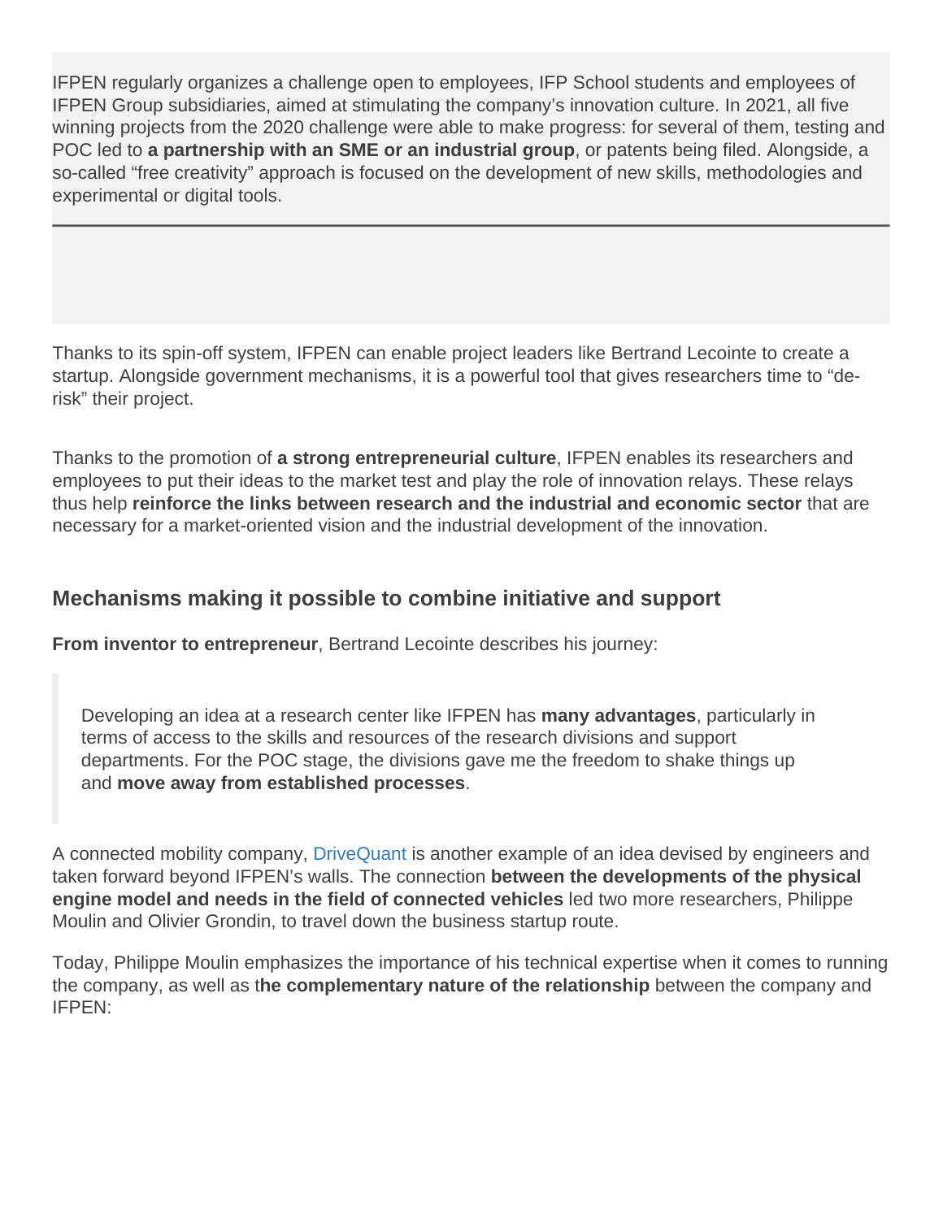IFPEN regularly organizes a challenge open to employees, IFP School students and employees of IFPEN Group subsidiaries, aimed at stimulating the company's innovation culture. In 2021, all five winning projects from the 2020 challenge were able to make progress: for several of them, testing and POC led to **a partnership with an SME or an industrial group**, or patents being filed. Alongside, a so-called "free creativity" approach is focused on the development of new skills, methodologies and experimental or digital tools.

---

Thanks to its spin-off system, IFPEN can enable project leaders like Bertrand Lecointe to create a startup. Alongside government mechanisms, it is a powerful tool that gives researchers time to "de-risk" their project.

Thanks to the promotion of **a strong entrepreneurial culture**, IFPEN enables its researchers and employees to put their ideas to the market test and play the role of innovation relays. These relays thus help **reinforce the links between research and the industrial and economic sector** that are necessary for a market-oriented vision and the industrial development of the innovation.

## Mechanisms making it possible to combine initiative and support

**From inventor to entrepreneur**, Bertrand Lecointe describes his journey:

> Developing an idea at a research center like IFPEN has **many advantages**, particularly in terms of access to the skills and resources of the research divisions and support departments. For the POC stage, the divisions gave me the freedom to shake things up and **move away from established processes**.

A connected mobility company, DriveQuant is another example of an idea devised by engineers and taken forward beyond IFPEN's walls. The connection **between the developments of the physical engine model and needs in the field of connected vehicles** led two more researchers, Philippe Moulin and Olivier Grondin, to travel down the business startup route.

Today, Philippe Moulin emphasizes the importance of his technical expertise when it comes to running the company, as well as t**he complementary nature of the relationship** between the company and IFPEN: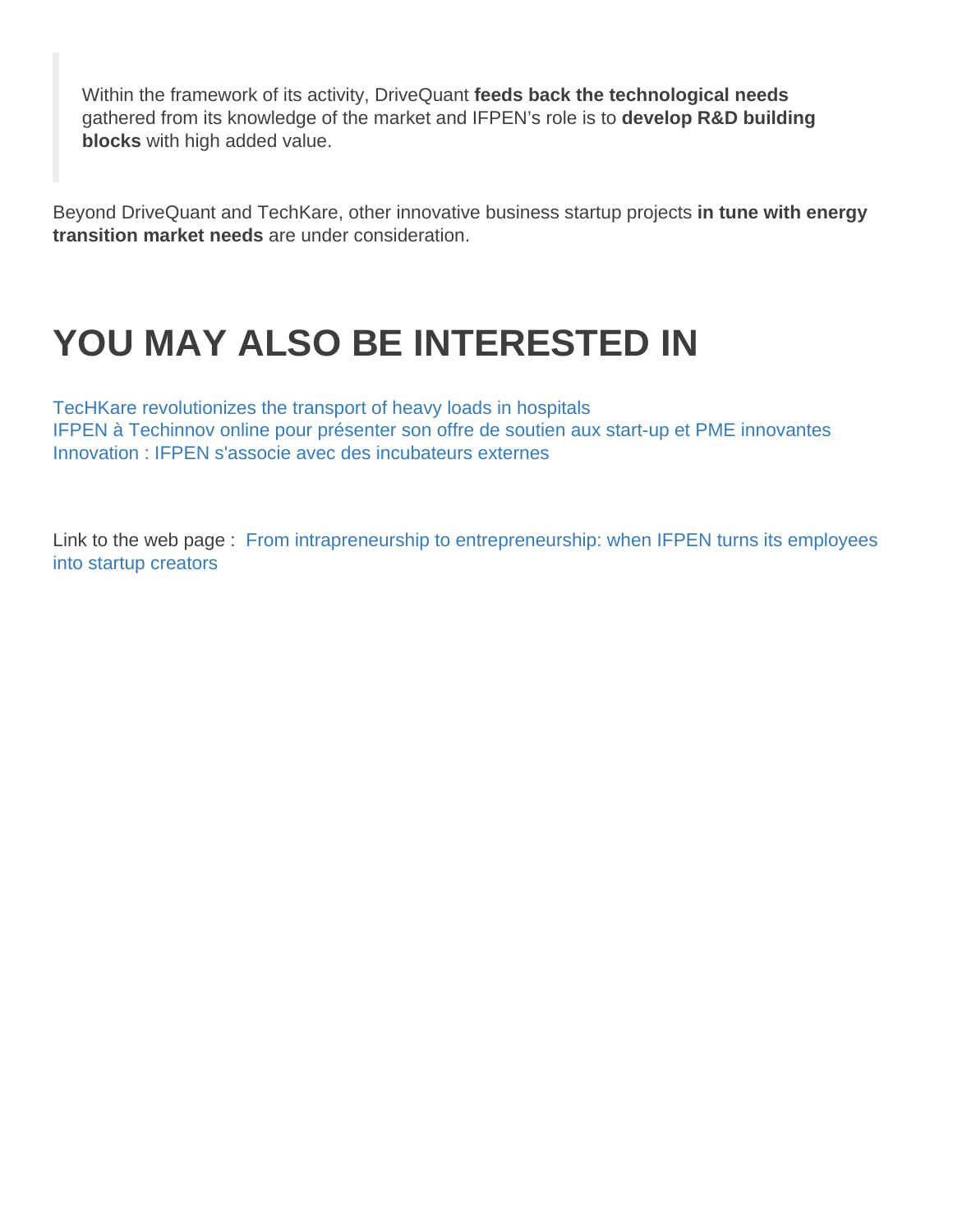> Within the framework of its activity, DriveQuant **feeds back the technological needs** gathered from its knowledge of the market and IFPEN’s role is to **develop R&D building blocks** with high added value.

Beyond DriveQuant and TechKare, other innovative business startup projects **in tune with energy transition market needs** are under consideration.

## YOU MAY ALSO BE INTERESTED IN

TecHKare revolutionizes the transport of heavy loads in hospitals
IFPEN à Techinnov online pour présenter son offre de soutien aux start-up et PME innovantes
Innovation : IFPEN s'associe avec des incubateurs externes

Link to the web page : From intrapreneurship to entrepreneurship: when IFPEN turns its employees into startup creators